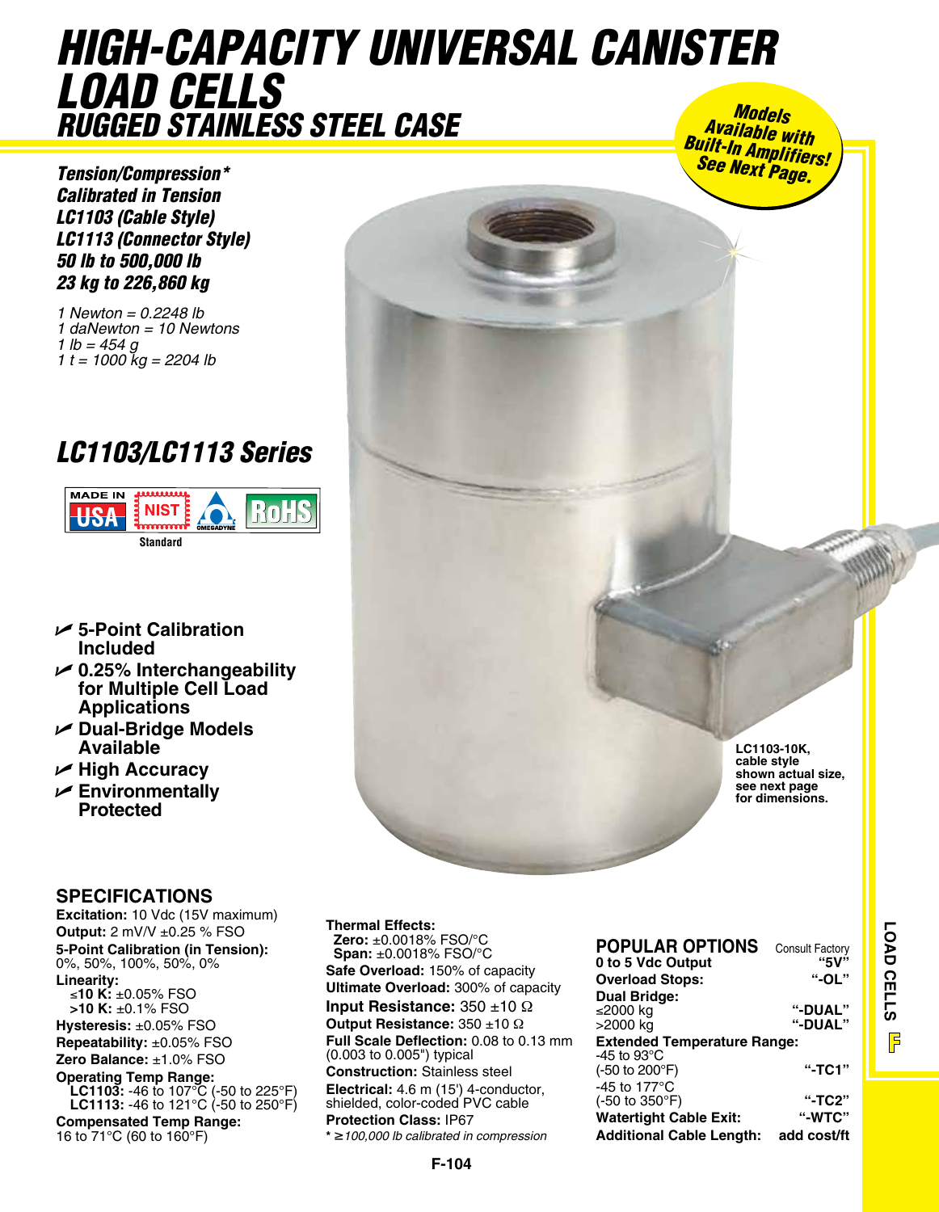# HIGH-CAPACITY UNIVERSAL CANISTER LOAD CELLS

## RUGGED STAINLESS STEEL CASE

**Models Available with Built-In Amplifiers! See Next Page.**

***Tension/Compression****
***Calibrated in Tension***
***LC1103 (Cable Style)***
***LC1113 (Connector Style)***
***50 lb to 500,000 lb***
***23 kg to 226,860 kg***

*1 Newton = 0.2248 lb*
*1 daNewton = 10 Newtons*
*1 lb = 454 g*
*1 t = 1000 kg = 2204 lb*

## LC1103/LC1113 Series

MADE IN USA | NIST Standard | OMEGADYNE | RoHS

- **5-Point Calibration Included**
- **0.25% Interchangeability for Multiple Cell Load Applications**
- **Dual-Bridge Models Available**
- **High Accuracy**
- **Environmentally Protected**

**LC1103-10K, cable style shown actual size, see next page for dimensions.**

## SPECIFICATIONS

**Excitation:** 10 Vdc (15V maximum)
**Output:** 2 mV/V ±0.25 % FSO
**5-Point Calibration (in Tension):** 0%, 50%, 100%, 50%, 0%
**Linearity:**
 **≤10 K:** ±0.05% FSO
 **>10 K:** ±0.1% FSO
**Hysteresis:** ±0.05% FSO
**Repeatability:** ±0.05% FSO
**Zero Balance:** ±1.0% FSO
**Operating Temp Range:**
 **LC1103:** -46 to 107°C (-50 to 225°F)
 **LC1113:** -46 to 121°C (-50 to 250°F)
**Compensated Temp Range:** 16 to 71°C (60 to 160°F)
**Thermal Effects:**
 **Zero:** ±0.0018% FSO/°C
 **Span:** ±0.0018% FSO/°C
**Safe Overload:** 150% of capacity
**Ultimate Overload:** 300% of capacity
**Input Resistance:** 350 ±10 Ω
**Output Resistance:** 350 ±10 Ω
**Full Scale Deflection:** 0.08 to 0.13 mm (0.003 to 0.005") typical
**Construction:** Stainless steel
**Electrical:** 4.6 m (15') 4-conductor, shielded, color-coded PVC cable
**Protection Class:** IP67

*\* ≥100,000 lb calibrated in compression*

## POPULAR OPTIONS

Consult Factory

| Option | Suffix |
|---|---|
| **0 to 5 Vdc Output** | **"5V"** |
| **Overload Stops:** | **"-OL"** |
| **Dual Bridge:** | |
| ≤2000 kg | **"-DUAL"** |
| >2000 kg | **"-DUAL"** |
| **Extended Temperature Range:** | |
| -45 to 93°C (-50 to 200°F) | **"-TC1"** |
| -45 to 177°C (-50 to 350°F) | **"-TC2"** |
| **Watertight Cable Exit:** | **"-WTC"** |
| **Additional Cable Length:** | **add cost/ft** |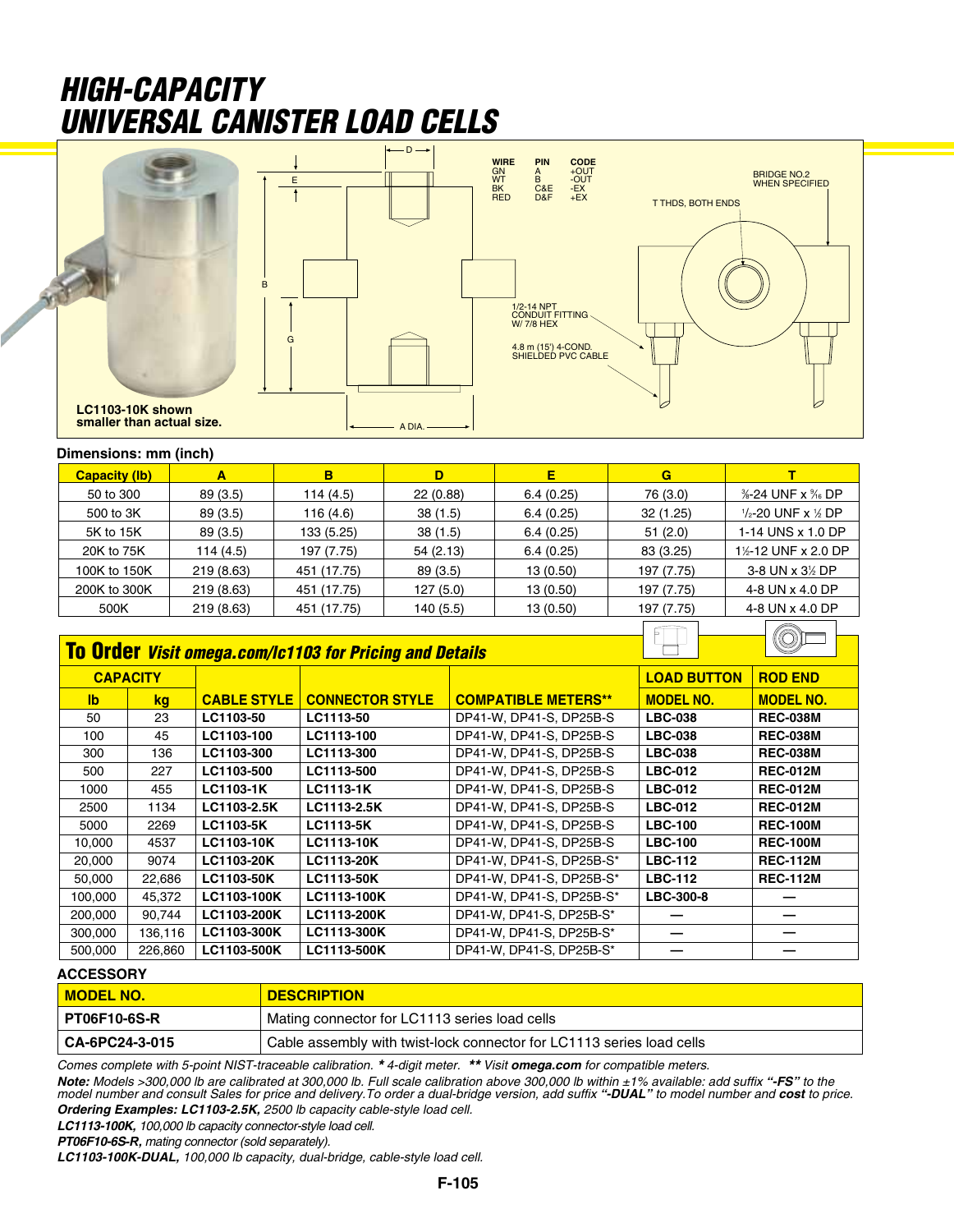# HIGH-CAPACITY UNIVERSAL CANISTER LOAD CELLS

LC1103-10K shown smaller than actual size.

D
E
B
G
A DIA.

WIRE | PIN | CODE
GN | A | +OUT
WT | B | -OUT
BK | C&E | -EX
RED | D&F | +EX

BRIDGE NO.2 WHEN SPECIFIED

T THDS, BOTH ENDS

1/2-14 NPT CONDUIT FITTING W/ 7/8 HEX

4.8 m (15') 4-COND. SHIELDED PVC CABLE

**Dimensions: mm (inch)**

| Capacity (lb) | A | B | D | E | G | T |
|---|---|---|---|---|---|---|
| 50 to 300 | 89 (3.5) | 114 (4.5) | 22 (0.88) | 6.4 (0.25) | 76 (3.0) | ⅜-24 UNF x ⁹⁄₁₆ DP |
| 500 to 3K | 89 (3.5) | 116 (4.6) | 38 (1.5) | 6.4 (0.25) | 32 (1.25) | ½-20 UNF x ½ DP |
| 5K to 15K | 89 (3.5) | 133 (5.25) | 38 (1.5) | 6.4 (0.25) | 51 (2.0) | 1-14 UNS x 1.0 DP |
| 20K to 75K | 114 (4.5) | 197 (7.75) | 54 (2.13) | 6.4 (0.25) | 83 (3.25) | 1½-12 UNF x 2.0 DP |
| 100K to 150K | 219 (8.63) | 451 (17.75) | 89 (3.5) | 13 (0.50) | 197 (7.75) | 3-8 UN x 3½ DP |
| 200K to 300K | 219 (8.63) | 451 (17.75) | 127 (5.0) | 13 (0.50) | 197 (7.75) | 4-8 UN x 4.0 DP |
| 500K | 219 (8.63) | 451 (17.75) | 140 (5.5) | 13 (0.50) | 197 (7.75) | 4-8 UN x 4.0 DP |

## To Order *Visit omega.com/lc1103 for Pricing and Details*

| CAPACITY | | | | | LOAD BUTTON | ROD END |
|---|---|---|---|---|---|---|
| **lb** | **kg** | **CABLE STYLE** | **CONNECTOR STYLE** | **COMPATIBLE METERS\*\*** | **MODEL NO.** | **MODEL NO.** |
| 50 | 23 | **LC1103-50** | **LC1113-50** | DP41-W, DP41-S, DP25B-S | **LBC-038** | **REC-038M** |
| 100 | 45 | **LC1103-100** | **LC1113-100** | DP41-W, DP41-S, DP25B-S | **LBC-038** | **REC-038M** |
| 300 | 136 | **LC1103-300** | **LC1113-300** | DP41-W, DP41-S, DP25B-S | **LBC-038** | **REC-038M** |
| 500 | 227 | **LC1103-500** | **LC1113-500** | DP41-W, DP41-S, DP25B-S | **LBC-012** | **REC-012M** |
| 1000 | 455 | **LC1103-1K** | **LC1113-1K** | DP41-W, DP41-S, DP25B-S | **LBC-012** | **REC-012M** |
| 2500 | 1134 | **LC1103-2.5K** | **LC1113-2.5K** | DP41-W, DP41-S, DP25B-S | **LBC-012** | **REC-012M** |
| 5000 | 2269 | **LC1103-5K** | **LC1113-5K** | DP41-W, DP41-S, DP25B-S | **LBC-100** | **REC-100M** |
| 10,000 | 4537 | **LC1103-10K** | **LC1113-10K** | DP41-W, DP41-S, DP25B-S | **LBC-100** | **REC-100M** |
| 20,000 | 9074 | **LC1103-20K** | **LC1113-20K** | DP41-W, DP41-S, DP25B-S* | **LBC-112** | **REC-112M** |
| 50,000 | 22,686 | **LC1103-50K** | **LC1113-50K** | DP41-W, DP41-S, DP25B-S* | **LBC-112** | **REC-112M** |
| 100,000 | 45,372 | **LC1103-100K** | **LC1113-100K** | DP41-W, DP41-S, DP25B-S* | **LBC-300-8** | — |
| 200,000 | 90,744 | **LC1103-200K** | **LC1113-200K** | DP41-W, DP41-S, DP25B-S* | — | — |
| 300,000 | 136,116 | **LC1103-300K** | **LC1113-300K** | DP41-W, DP41-S, DP25B-S* | — | — |
| 500,000 | 226,860 | **LC1103-500K** | **LC1113-500K** | DP41-W, DP41-S, DP25B-S* | — | — |

**ACCESSORY**

| MODEL NO. | DESCRIPTION |
|---|---|
| **PT06F10-6S-R** | Mating connector for LC1113 series load cells |
| **CA-6PC24-3-015** | Cable assembly with twist-lock connector for LC1113 series load cells |

*Comes complete with 5-point NIST-traceable calibration.* **\*** *4-digit meter.* **\*\*** *Visit* **omega.com** *for compatible meters.*

***Note:*** *Models >300,000 lb are calibrated at 300,000 lb. Full scale calibration above 300,000 lb within ±1% available: add suffix* **"-FS"** *to the model number and consult Sales for price and delivery. To order a dual-bridge version, add suffix* **"-DUAL"** *to model number and* **cost** *to price.*

***Ordering Examples: LC1103-2.5K,*** *2500 lb capacity cable-style load cell.*

***LC1113-100K,*** *100,000 lb capacity connector-style load cell.*

***PT06F10-6S-R,*** *mating connector (sold separately).*

***LC1103-100K-DUAL,*** *100,000 lb capacity, dual-bridge, cable-style load cell.*